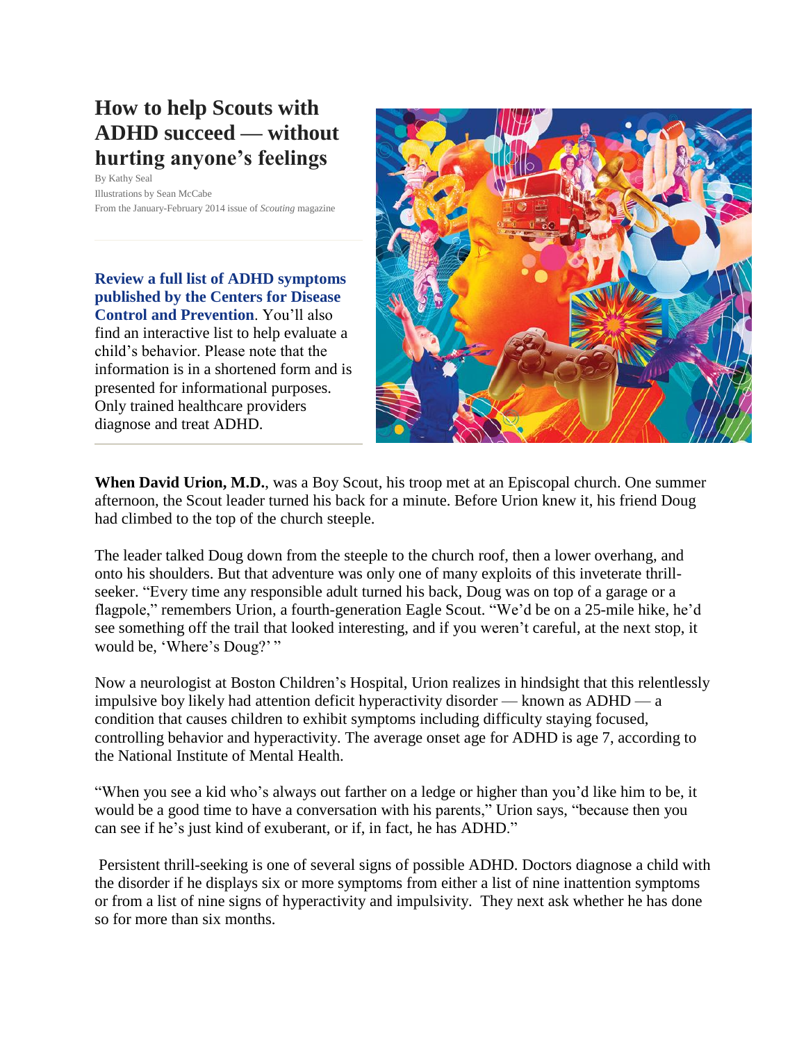# How to help Scouts with ADHD succeed — without hurting anyone's feelings

By Kathy Seal
Illustrations by Sean McCabe
From the January-February 2014 issue of *Scouting* magazine

**Review a full list of ADHD symptoms published by the Centers for Disease Control and Prevention**. You'll also find an interactive list to help evaluate a child's behavior. Please note that the information is in a shortened form and is presented for informational purposes. Only trained healthcare providers diagnose and treat ADHD.

**When David Urion, M.D.**, was a Boy Scout, his troop met at an Episcopal church. One summer afternoon, the Scout leader turned his back for a minute. Before Urion knew it, his friend Doug had climbed to the top of the church steeple.

The leader talked Doug down from the steeple to the church roof, then a lower overhang, and onto his shoulders. But that adventure was only one of many exploits of this inveterate thrill-seeker. "Every time any responsible adult turned his back, Doug was on top of a garage or a flagpole," remembers Urion, a fourth-generation Eagle Scout. "We'd be on a 25-mile hike, he'd see something off the trail that looked interesting, and if you weren't careful, at the next stop, it would be, 'Where's Doug?' "

Now a neurologist at Boston Children's Hospital, Urion realizes in hindsight that this relentlessly impulsive boy likely had attention deficit hyperactivity disorder — known as ADHD — a condition that causes children to exhibit symptoms including difficulty staying focused, controlling behavior and hyperactivity. The average onset age for ADHD is age 7, according to the National Institute of Mental Health.

"When you see a kid who's always out farther on a ledge or higher than you'd like him to be, it would be a good time to have a conversation with his parents," Urion says, "because then you can see if he's just kind of exuberant, or if, in fact, he has ADHD."

Persistent thrill-seeking is one of several signs of possible ADHD. Doctors diagnose a child with the disorder if he displays six or more symptoms from either a list of nine inattention symptoms or from a list of nine signs of hyperactivity and impulsivity. They next ask whether he has done so for more than six months.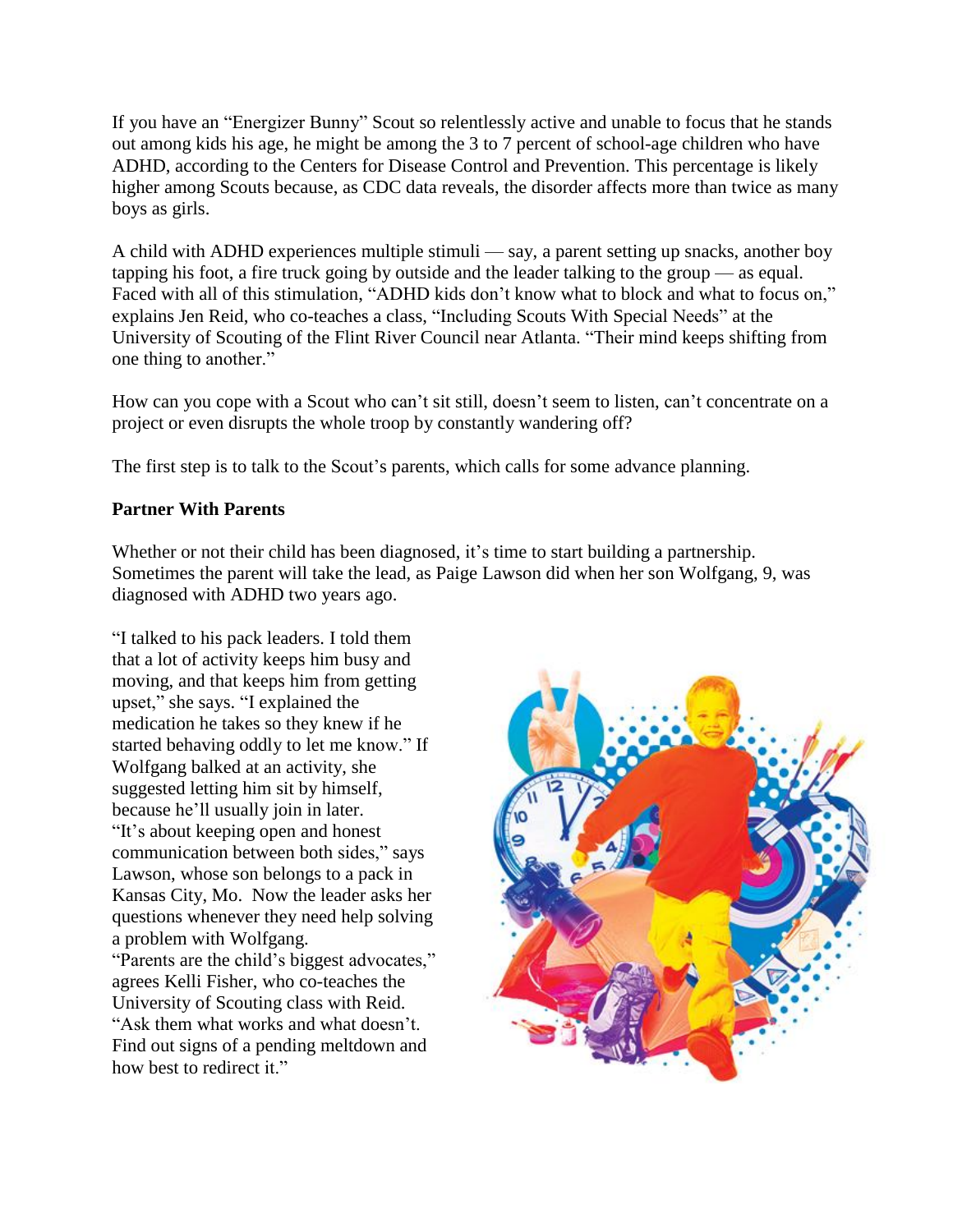If you have an "Energizer Bunny" Scout so relentlessly active and unable to focus that he stands out among kids his age, he might be among the 3 to 7 percent of school-age children who have ADHD, according to the Centers for Disease Control and Prevention. This percentage is likely higher among Scouts because, as CDC data reveals, the disorder affects more than twice as many boys as girls.

A child with ADHD experiences multiple stimuli — say, a parent setting up snacks, another boy tapping his foot, a fire truck going by outside and the leader talking to the group — as equal. Faced with all of this stimulation, "ADHD kids don't know what to block and what to focus on," explains Jen Reid, who co-teaches a class, "Including Scouts With Special Needs" at the University of Scouting of the Flint River Council near Atlanta. "Their mind keeps shifting from one thing to another."

How can you cope with a Scout who can't sit still, doesn't seem to listen, can't concentrate on a project or even disrupts the whole troop by constantly wandering off?

The first step is to talk to the Scout's parents, which calls for some advance planning.

**Partner With Parents**

Whether or not their child has been diagnosed, it's time to start building a partnership. Sometimes the parent will take the lead, as Paige Lawson did when her son Wolfgang, 9, was diagnosed with ADHD two years ago.

"I talked to his pack leaders. I told them that a lot of activity keeps him busy and moving, and that keeps him from getting upset," she says. "I explained the medication he takes so they knew if he started behaving oddly to let me know." If Wolfgang balked at an activity, she suggested letting him sit by himself, because he'll usually join in later. "It's about keeping open and honest communication between both sides," says Lawson, whose son belongs to a pack in Kansas City, Mo. Now the leader asks her questions whenever they need help solving a problem with Wolfgang.

"Parents are the child's biggest advocates," agrees Kelli Fisher, who co-teaches the University of Scouting class with Reid. "Ask them what works and what doesn't. Find out signs of a pending meltdown and how best to redirect it."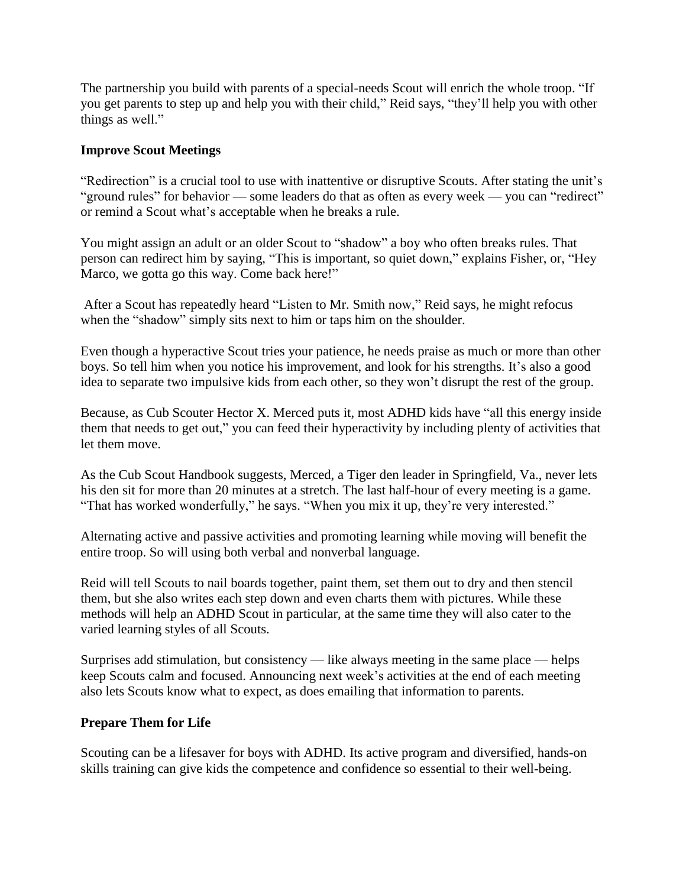The partnership you build with parents of a special-needs Scout will enrich the whole troop. "If you get parents to step up and help you with their child," Reid says, "they'll help you with other things as well."

**Improve Scout Meetings**

"Redirection" is a crucial tool to use with inattentive or disruptive Scouts. After stating the unit's "ground rules" for behavior — some leaders do that as often as every week — you can "redirect" or remind a Scout what's acceptable when he breaks a rule.

You might assign an adult or an older Scout to "shadow" a boy who often breaks rules. That person can redirect him by saying, "This is important, so quiet down," explains Fisher, or, "Hey Marco, we gotta go this way. Come back here!"

After a Scout has repeatedly heard "Listen to Mr. Smith now," Reid says, he might refocus when the "shadow" simply sits next to him or taps him on the shoulder.

Even though a hyperactive Scout tries your patience, he needs praise as much or more than other boys. So tell him when you notice his improvement, and look for his strengths. It's also a good idea to separate two impulsive kids from each other, so they won't disrupt the rest of the group.

Because, as Cub Scouter Hector X. Merced puts it, most ADHD kids have "all this energy inside them that needs to get out," you can feed their hyperactivity by including plenty of activities that let them move.

As the Cub Scout Handbook suggests, Merced, a Tiger den leader in Springfield, Va., never lets his den sit for more than 20 minutes at a stretch. The last half-hour of every meeting is a game. "That has worked wonderfully," he says. "When you mix it up, they're very interested."

Alternating active and passive activities and promoting learning while moving will benefit the entire troop. So will using both verbal and nonverbal language.

Reid will tell Scouts to nail boards together, paint them, set them out to dry and then stencil them, but she also writes each step down and even charts them with pictures. While these methods will help an ADHD Scout in particular, at the same time they will also cater to the varied learning styles of all Scouts.

Surprises add stimulation, but consistency — like always meeting in the same place — helps keep Scouts calm and focused. Announcing next week's activities at the end of each meeting also lets Scouts know what to expect, as does emailing that information to parents.

**Prepare Them for Life**

Scouting can be a lifesaver for boys with ADHD. Its active program and diversified, hands-on skills training can give kids the competence and confidence so essential to their well-being.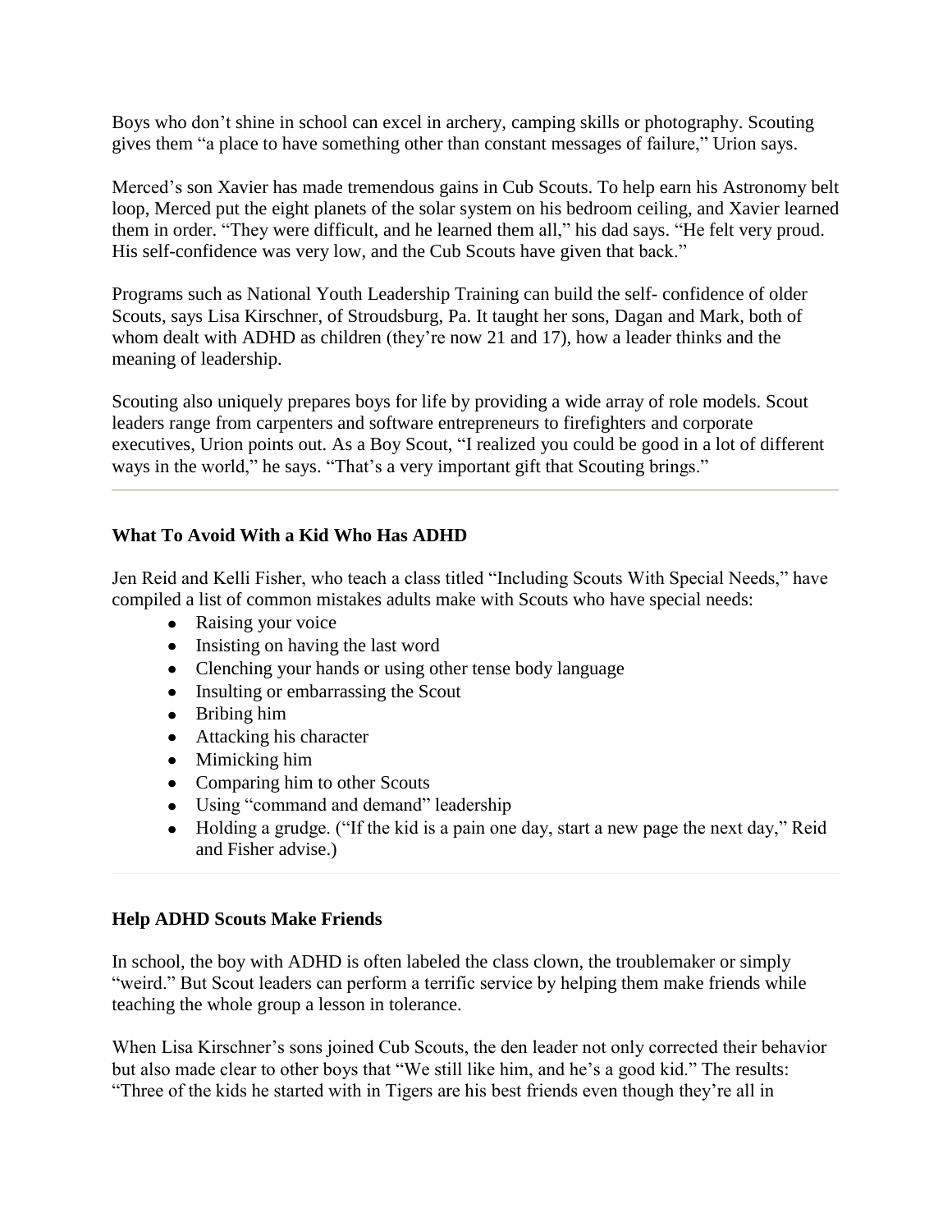Boys who don't shine in school can excel in archery, camping skills or photography. Scouting gives them "a place to have something other than constant messages of failure," Urion says.

Merced's son Xavier has made tremendous gains in Cub Scouts. To help earn his Astronomy belt loop, Merced put the eight planets of the solar system on his bedroom ceiling, and Xavier learned them in order. "They were difficult, and he learned them all," his dad says. "He felt very proud. His self-confidence was very low, and the Cub Scouts have given that back."

Programs such as National Youth Leadership Training can build the self- confidence of older Scouts, says Lisa Kirschner, of Stroudsburg, Pa. It taught her sons, Dagan and Mark, both of whom dealt with ADHD as children (they're now 21 and 17), how a leader thinks and the meaning of leadership.

Scouting also uniquely prepares boys for life by providing a wide array of role models. Scout leaders range from carpenters and software entrepreneurs to firefighters and corporate executives, Urion points out. As a Boy Scout, "I realized you could be good in a lot of different ways in the world," he says. "That's a very important gift that Scouting brings."

---

### What To Avoid With a Kid Who Has ADHD

Jen Reid and Kelli Fisher, who teach a class titled "Including Scouts With Special Needs," have compiled a list of common mistakes adults make with Scouts who have special needs:

- Raising your voice
- Insisting on having the last word
- Clenching your hands or using other tense body language
- Insulting or embarrassing the Scout
- Bribing him
- Attacking his character
- Mimicking him
- Comparing him to other Scouts
- Using "command and demand" leadership
- Holding a grudge. ("If the kid is a pain one day, start a new page the next day," Reid and Fisher advise.)

---

### Help ADHD Scouts Make Friends

In school, the boy with ADHD is often labeled the class clown, the troublemaker or simply "weird." But Scout leaders can perform a terrific service by helping them make friends while teaching the whole group a lesson in tolerance.

When Lisa Kirschner's sons joined Cub Scouts, the den leader not only corrected their behavior but also made clear to other boys that "We still like him, and he's a good kid." The results: "Three of the kids he started with in Tigers are his best friends even though they're all in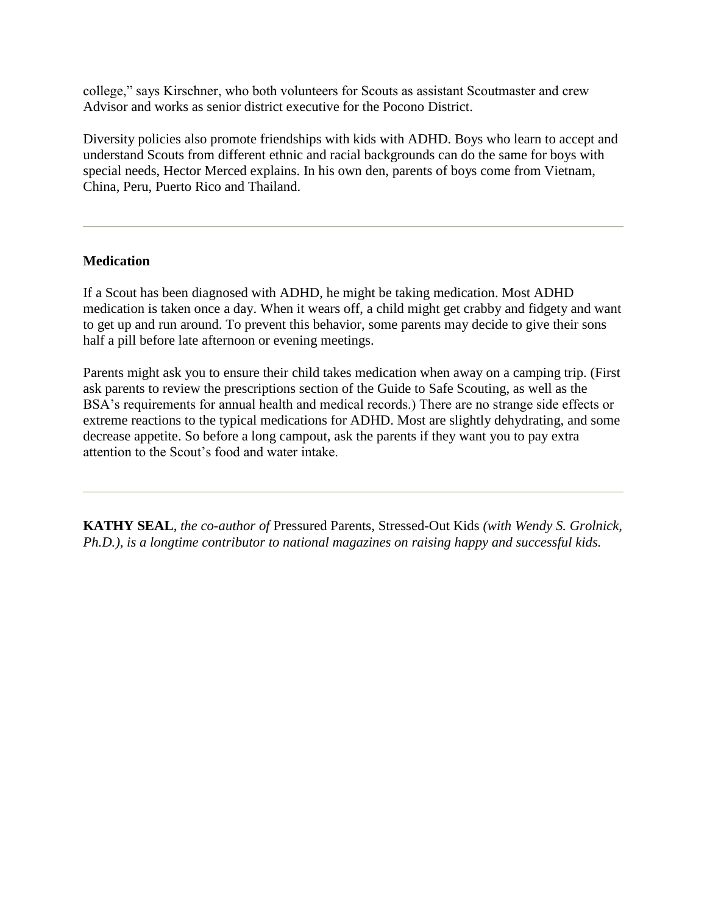college," says Kirschner, who both volunteers for Scouts as assistant Scoutmaster and crew Advisor and works as senior district executive for the Pocono District.

Diversity policies also promote friendships with kids with ADHD. Boys who learn to accept and understand Scouts from different ethnic and racial backgrounds can do the same for boys with special needs, Hector Merced explains. In his own den, parents of boys come from Vietnam, China, Peru, Puerto Rico and Thailand.

---

**Medication**

If a Scout has been diagnosed with ADHD, he might be taking medication. Most ADHD medication is taken once a day. When it wears off, a child might get crabby and fidgety and want to get up and run around. To prevent this behavior, some parents may decide to give their sons half a pill before late afternoon or evening meetings.

Parents might ask you to ensure their child takes medication when away on a camping trip. (First ask parents to review the prescriptions section of the Guide to Safe Scouting, as well as the BSA's requirements for annual health and medical records.) There are no strange side effects or extreme reactions to the typical medications for ADHD. Most are slightly dehydrating, and some decrease appetite. So before a long campout, ask the parents if they want you to pay extra attention to the Scout's food and water intake.

---

**KATHY SEAL**, *the co-author of* Pressured Parents, Stressed-Out Kids *(with Wendy S. Grolnick, Ph.D.), is a longtime contributor to national magazines on raising happy and successful kids.*